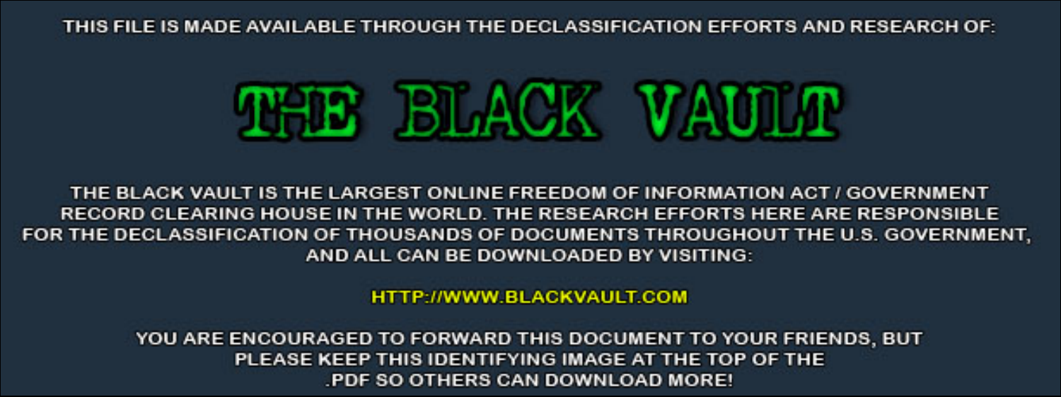THIS FILE IS MADE AVAILABLE THROUGH THE DECLASSIFICATION EFFORTS AND RESEARCH OF:

# THE BLACK VAULT

THE BLACK VAULT IS THE LARGEST ONLINE FREEDOM OF INFORMATION ACT / GOVERNMENT RECORD CLEARING HOUSE IN THE WORLD. THE RESEARCH EFFORTS HERE ARE RESPONSIBLE FOR THE DECLASSIFICATION OF THOUSANDS OF DOCUMENTS THROUGHOUT THE U.S. GOVERNMENT, AND ALL CAN BE DOWNLOADED BY VISITING:

HTTP://WWW.BLACKVAULT.COM

YOU ARE ENCOURAGED TO FORWARD THIS DOCUMENT TO YOUR FRIENDS, BUT PLEASE KEEP THIS IDENTIFYING IMAGE AT THE TOP OF THE .PDF SO OTHERS CAN DOWNLOAD MORE!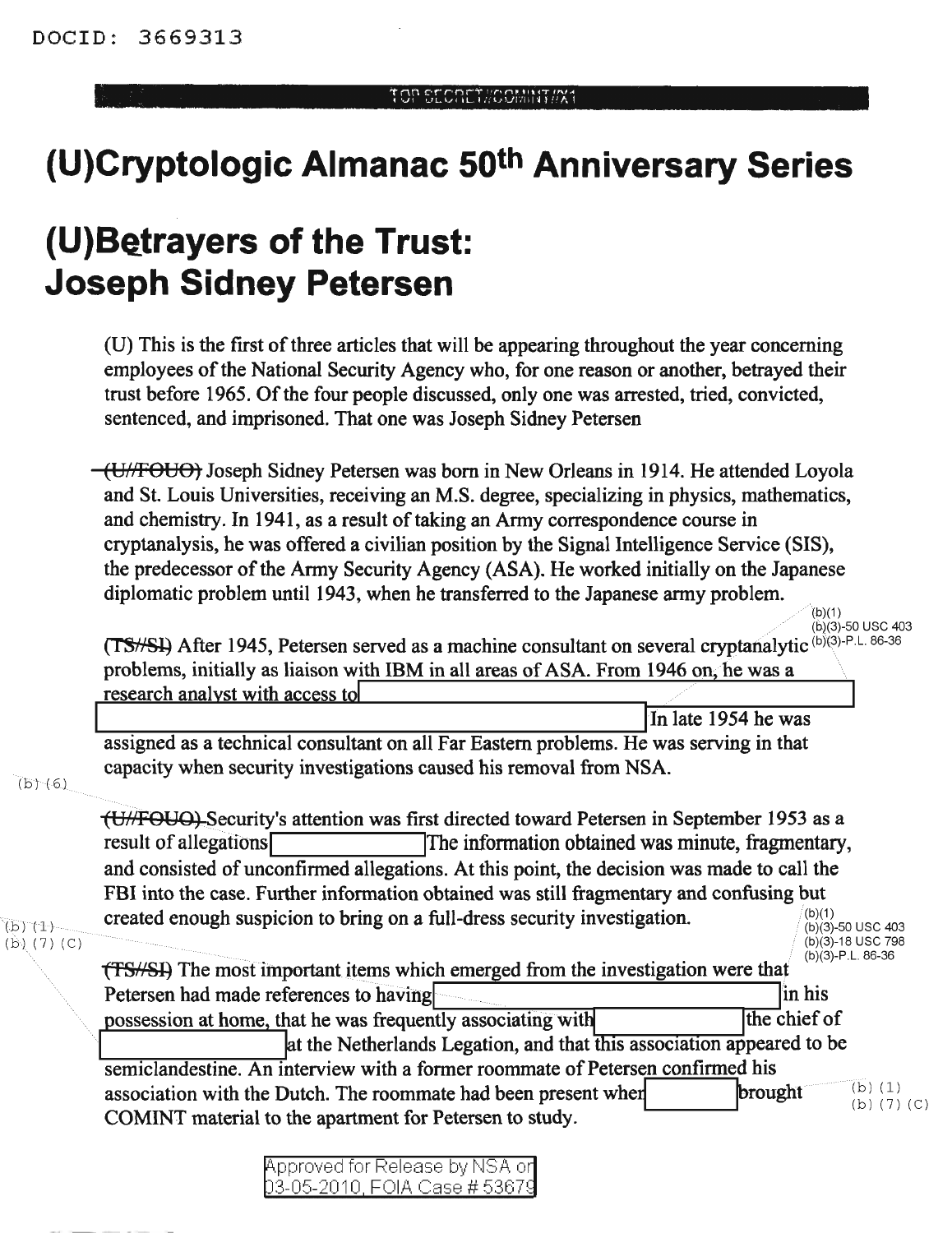DOCID: 3669313

TOP SECRET//COMINT//X1

# (U)Cryptologic Almanac 50th Anniversary Series

# (U)Betrayers of the Trust: Joseph Sidney Petersen

(U) This is the first of three articles that will be appearing throughout the year concerning employees of the National Security Agency who, for one reason or another, betrayed their trust before 1965. Of the four people discussed, only one was arrested, tried, convicted, sentenced, and imprisoned. That one was Joseph Sidney Petersen

~~(U//FOUO)~~ Joseph Sidney Petersen was born in New Orleans in 1914. He attended Loyola and St. Louis Universities, receiving an M.S. degree, specializing in physics, mathematics, and chemistry. In 1941, as a result of taking an Army correspondence course in cryptanalysis, he was offered a civilian position by the Signal Intelligence Service (SIS), the predecessor of the Army Security Agency (ASA). He worked initially on the Japanese diplomatic problem until 1943, when he transferred to the Japanese army problem.

(b)(1)
(b)(3)-50 USC 403
(b)(3)-P.L. 86-36

~~(TS//SI)~~ After 1945, Petersen served as a machine consultant on several cryptanalytic problems, initially as liaison with IBM in all areas of ASA. From 1946 on, he was a research analyst with access to [REDACTED] In late 1954 he was assigned as a technical consultant on all Far Eastern problems. He was serving in that capacity when security investigations caused his removal from NSA.

(b)(6)

~~(U//FOUO)~~ Security's attention was first directed toward Petersen in September 1953 as a result of allegations [REDACTED] The information obtained was minute, fragmentary, and consisted of unconfirmed allegations. At this point, the decision was made to call the FBI into the case. Further information obtained was still fragmentary and confusing but created enough suspicion to bring on a full-dress security investigation.

(b)(1)
(b)(7)(C)

(b)(1)
(b)(3)-50 USC 403
(b)(3)-18 USC 798
(b)(3)-P.L. 86-36

~~(TS//SI)~~ The most important items which emerged from the investigation were that Petersen had made references to having [REDACTED] in his possession at home, that he was frequently associating with [REDACTED] the chief of [REDACTED] at the Netherlands Legation, and that this association appeared to be semiclandestine. An interview with a former roommate of Petersen confirmed his association with the Dutch. The roommate had been present when [REDACTED] brought COMINT material to the apartment for Petersen to study.

(b)(1)
(b)(7)(C)

Approved for Release by NSA on 03-05-2010, FOIA Case # 53679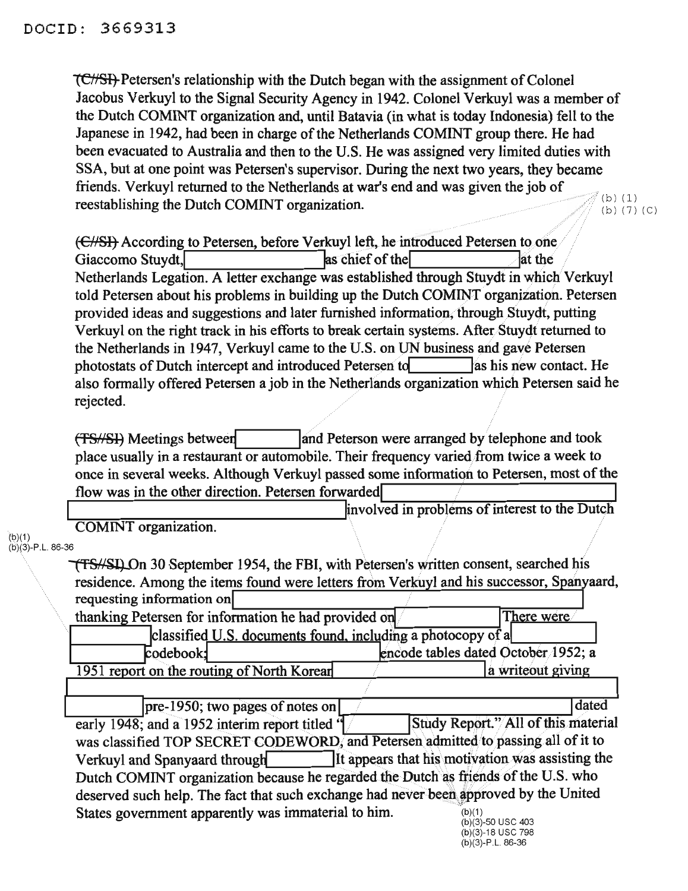DOCID: 3669313

~~(C//SI)~~ Petersen's relationship with the Dutch began with the assignment of Colonel Jacobus Verkuyl to the Signal Security Agency in 1942. Colonel Verkuyl was a member of the Dutch COMINT organization and, until Batavia (in what is today Indonesia) fell to the Japanese in 1942, had been in charge of the Netherlands COMINT group there. He had been evacuated to Australia and then to the U.S. He was assigned very limited duties with SSA, but at one point was Petersen's supervisor. During the next two years, they became friends. Verkuyl returned to the Netherlands at war's end and was given the job of reestablishing the Dutch COMINT organization.

(b) (1)
(b) (7) (C)

~~(C//SI)~~ According to Petersen, before Verkuyl left, he introduced Petersen to one Giaccomo Stuydt, [REDACTED] as chief of the [REDACTED] at the Netherlands Legation. A letter exchange was established through Stuydt in which Verkuyl told Petersen about his problems in building up the Dutch COMINT organization. Petersen provided ideas and suggestions and later furnished information, through Stuydt, putting Verkuyl on the right track in his efforts to break certain systems. After Stuydt returned to the Netherlands in 1947, Verkuyl came to the U.S. on UN business and gave Petersen photostats of Dutch intercept and introduced Petersen to [REDACTED] as his new contact. He also formally offered Petersen a job in the Netherlands organization which Petersen said he rejected.

~~(TS//SI)~~ Meetings between [REDACTED] and Peterson were arranged by telephone and took place usually in a restaurant or automobile. Their frequency varied from twice a week to once in several weeks. Although Verkuyl passed some information to Petersen, most of the flow was in the other direction. Petersen forwarded [REDACTED] involved in problems of interest to the Dutch COMINT organization.

(b)(1)
(b)(3)-P.L. 86-36

~~(TS//SI)~~ On 30 September 1954, the FBI, with Petersen's written consent, searched his residence. Among the items found were letters from Verkuyl and his successor, Spanyaard, requesting information on [REDACTED] thanking Petersen for information he had provided on [REDACTED] There were [REDACTED] classified U.S. documents found, including a photocopy of a [REDACTED] codebook; [REDACTED] encode tables dated October 1952; a 1951 report on the routing of North Korean [REDACTED] a writeout giving [REDACTED] pre-1950; two pages of notes on [REDACTED] dated early 1948; and a 1952 interim report titled "[REDACTED] Study Report." All of this material was classified TOP SECRET CODEWORD, and Petersen admitted to passing all of it to Verkuyl and Spanyaard through [REDACTED] It appears that his motivation was assisting the Dutch COMINT organization because he regarded the Dutch as friends of the U.S. who deserved such help. The fact that such exchange had never been approved by the United States government apparently was immaterial to him.

(b)(1)
(b)(3)-50 USC 403
(b)(3)-18 USC 798
(b)(3)-P.L. 86-36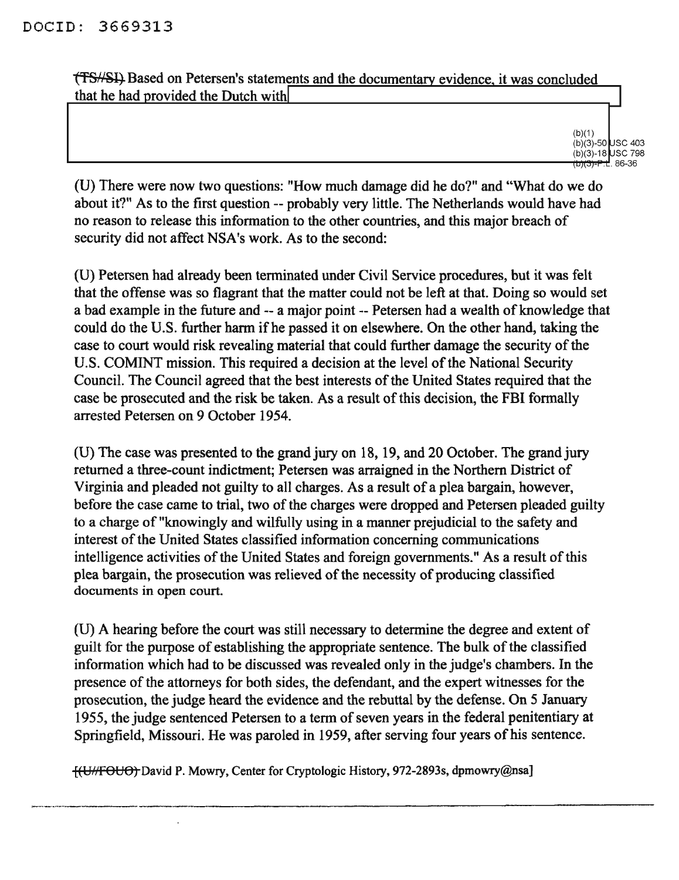DOCID: 3669313

~~(TS//SI)~~ Based on Petersen's statements and the documentary evidence, it was concluded that he had provided the Dutch with

(b)(1)
(b)(3)-50 USC 403
(b)(3)-18 USC 798
~~(b)(3)-P.L. 86-36~~

(U) There were now two questions: "How much damage did he do?" and "What do we do about it?" As to the first question -- probably very little. The Netherlands would have had no reason to release this information to the other countries, and this major breach of security did not affect NSA's work. As to the second:

(U) Petersen had already been terminated under Civil Service procedures, but it was felt that the offense was so flagrant that the matter could not be left at that. Doing so would set a bad example in the future and -- a major point -- Petersen had a wealth of knowledge that could do the U.S. further harm if he passed it on elsewhere. On the other hand, taking the case to court would risk revealing material that could further damage the security of the U.S. COMINT mission. This required a decision at the level of the National Security Council. The Council agreed that the best interests of the United States required that the case be prosecuted and the risk be taken. As a result of this decision, the FBI formally arrested Petersen on 9 October 1954.

(U) The case was presented to the grand jury on 18, 19, and 20 October. The grand jury returned a three-count indictment; Petersen was arraigned in the Northern District of Virginia and pleaded not guilty to all charges. As a result of a plea bargain, however, before the case came to trial, two of the charges were dropped and Petersen pleaded guilty to a charge of "knowingly and wilfully using in a manner prejudicial to the safety and interest of the United States classified information concerning communications intelligence activities of the United States and foreign governments." As a result of this plea bargain, the prosecution was relieved of the necessity of producing classified documents in open court.

(U) A hearing before the court was still necessary to determine the degree and extent of guilt for the purpose of establishing the appropriate sentence. The bulk of the classified information which had to be discussed was revealed only in the judge's chambers. In the presence of the attorneys for both sides, the defendant, and the expert witnesses for the prosecution, the judge heard the evidence and the rebuttal by the defense. On 5 January 1955, the judge sentenced Petersen to a term of seven years in the federal penitentiary at Springfield, Missouri. He was paroled in 1959, after serving four years of his sentence.

[~~(U//FOUO)~~ David P. Mowry, Center for Cryptologic History, 972-2893s, dpmowry@nsa]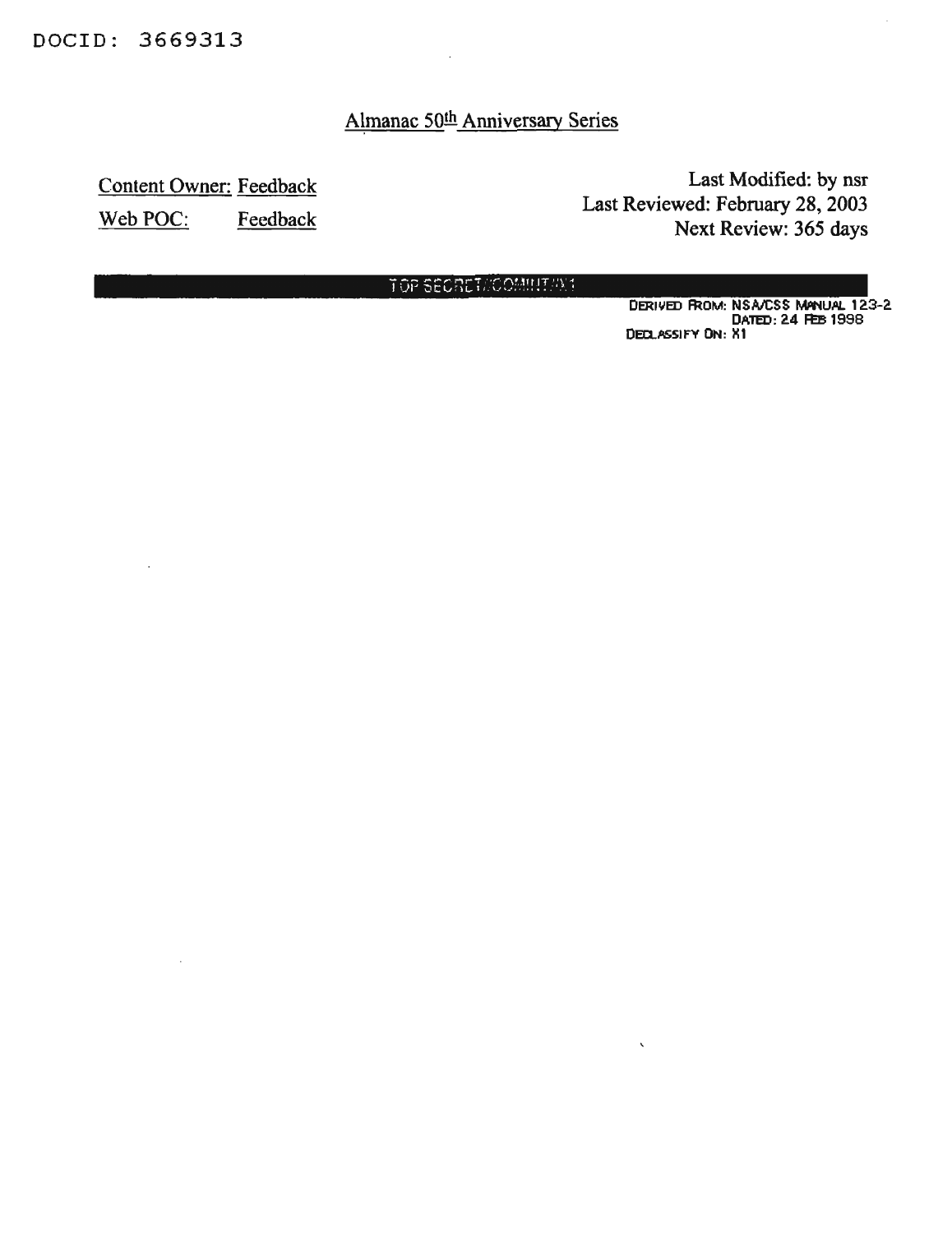DOCID: 3669313

Almanac 50th Anniversary Series

Content Owner: Feedback
Web POC: Feedback

Last Modified: by nsr
Last Reviewed: February 28, 2003
Next Review: 365 days

TOP SECRET//COMINT//X1

DERIVED FROM: NSA/CSS MANUAL 123-2
DATED: 24 FEB 1998
DECLASSIFY ON: X1